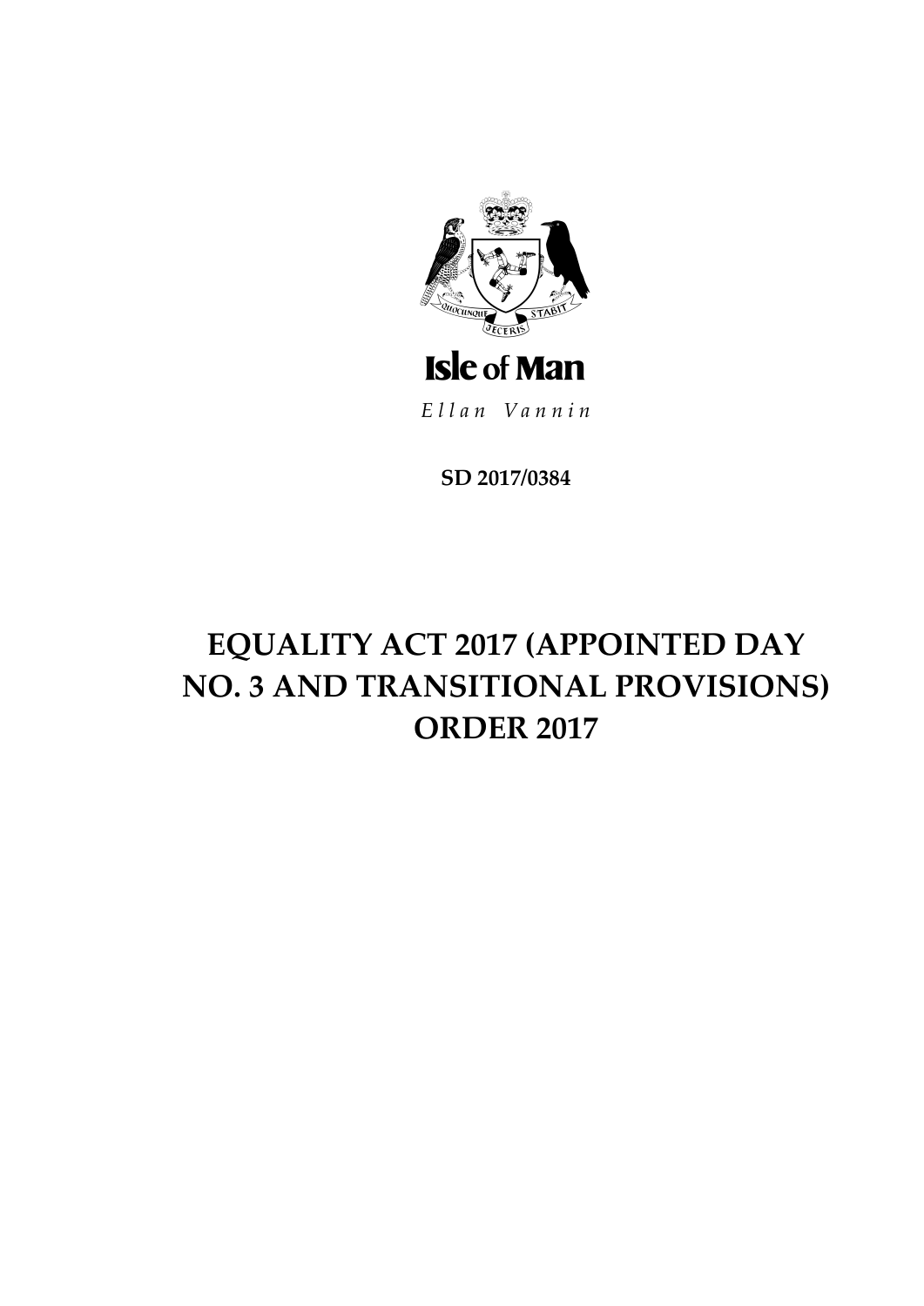Isle of Man

*Ellan Vannin*

**SD 2017/0384**

# EQUALITY ACT 2017 (APPOINTED DAY NO. 3 AND TRANSITIONAL PROVISIONS) ORDER 2017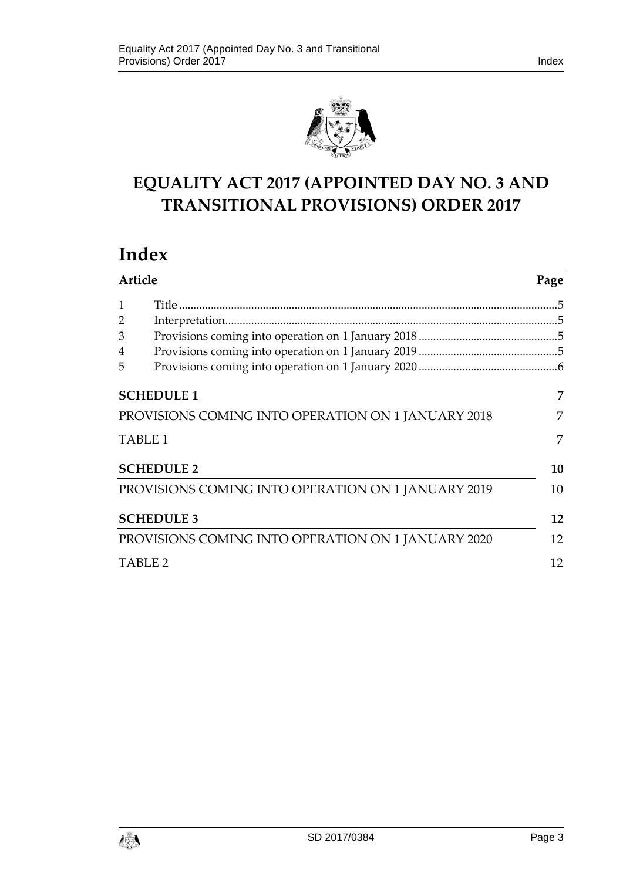# EQUALITY ACT 2017 (APPOINTED DAY NO. 3 AND TRANSITIONAL PROVISIONS) ORDER 2017

# Index

| Article | | Page |
|---|---|---|
| 1 | Title | 5 |
| 2 | Interpretation | 5 |
| 3 | Provisions coming into operation on 1 January 2018 | 5 |
| 4 | Provisions coming into operation on 1 January 2019 | 5 |
| 5 | Provisions coming into operation on 1 January 2020 | 6 |

| | |
|---|---|
| **SCHEDULE 1** | **7** |
| PROVISIONS COMING INTO OPERATION ON 1 JANUARY 2018 | 7 |
| TABLE 1 | 7 |
| **SCHEDULE 2** | **10** |
| PROVISIONS COMING INTO OPERATION ON 1 JANUARY 2019 | 10 |
| **SCHEDULE 3** | **12** |
| PROVISIONS COMING INTO OPERATION ON 1 JANUARY 2020 | 12 |
| TABLE 2 | 12 |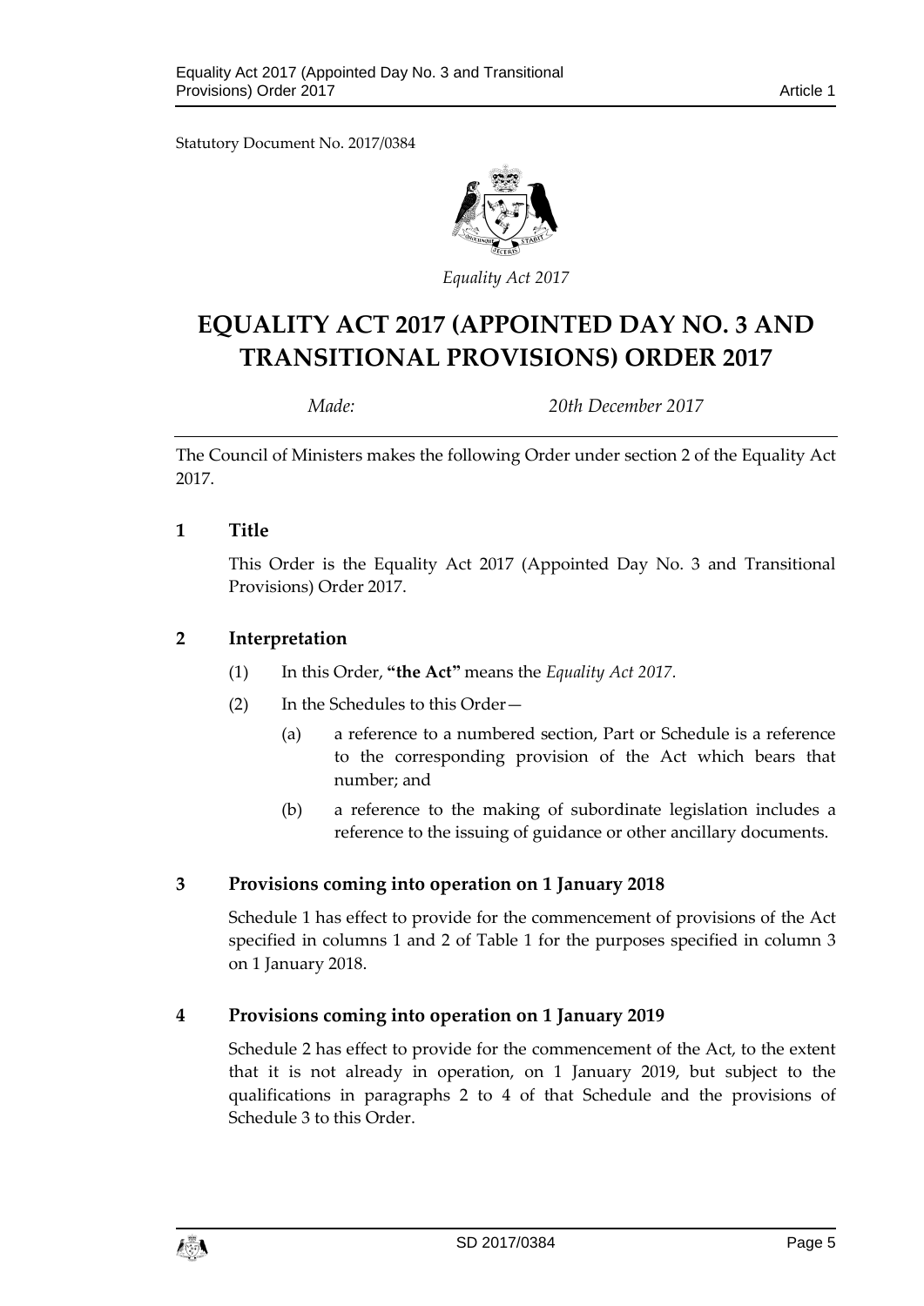Statutory Document No. 2017/0384

*Equality Act 2017*

# EQUALITY ACT 2017 (APPOINTED DAY NO. 3 AND TRANSITIONAL PROVISIONS) ORDER 2017

*Made:* *20th December 2017*

The Council of Ministers makes the following Order under section 2 of the Equality Act 2017.

## 1 Title

This Order is the Equality Act 2017 (Appointed Day No. 3 and Transitional Provisions) Order 2017.

## 2 Interpretation

(1) In this Order, **"the Act"** means the *Equality Act 2017*.

(2) In the Schedules to this Order—

(a) a reference to a numbered section, Part or Schedule is a reference to the corresponding provision of the Act which bears that number; and

(b) a reference to the making of subordinate legislation includes a reference to the issuing of guidance or other ancillary documents.

## 3 Provisions coming into operation on 1 January 2018

Schedule 1 has effect to provide for the commencement of provisions of the Act specified in columns 1 and 2 of Table 1 for the purposes specified in column 3 on 1 January 2018.

## 4 Provisions coming into operation on 1 January 2019

Schedule 2 has effect to provide for the commencement of the Act, to the extent that it is not already in operation, on 1 January 2019, but subject to the qualifications in paragraphs 2 to 4 of that Schedule and the provisions of Schedule 3 to this Order.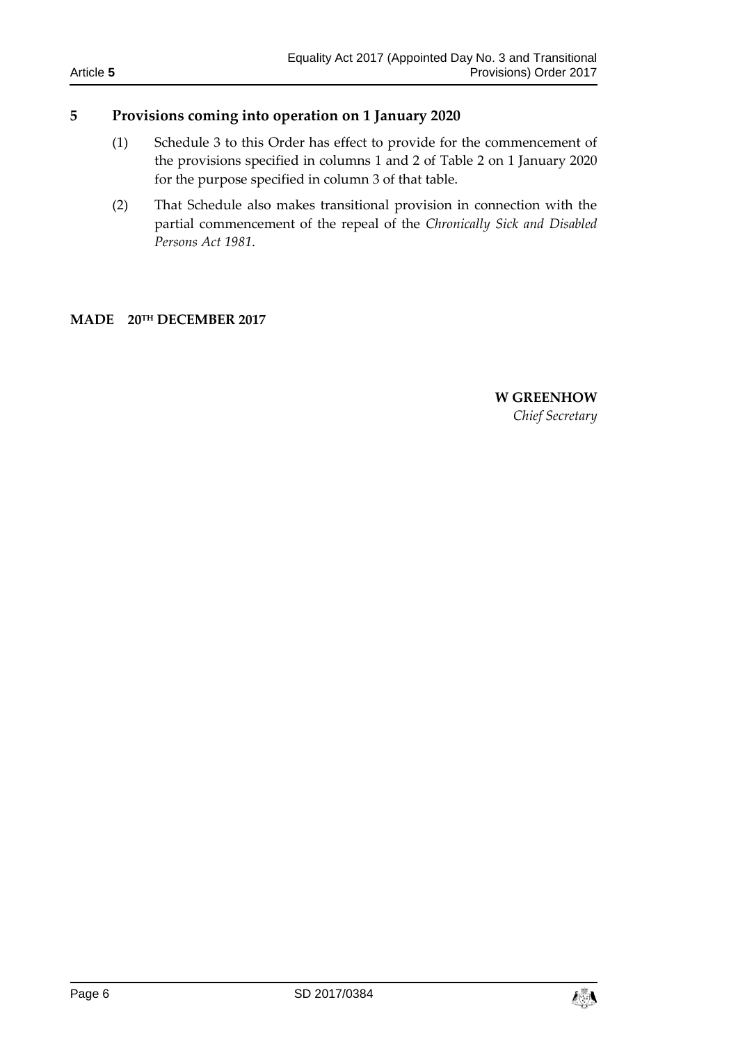## 5 Provisions coming into operation on 1 January 2020

(1) Schedule 3 to this Order has effect to provide for the commencement of the provisions specified in columns 1 and 2 of Table 2 on 1 January 2020 for the purpose specified in column 3 of that table.

(2) That Schedule also makes transitional provision in connection with the partial commencement of the repeal of the *Chronically Sick and Disabled Persons Act 1981*.

**MADE 20TH DECEMBER 2017**

**W GREENHOW**
*Chief Secretary*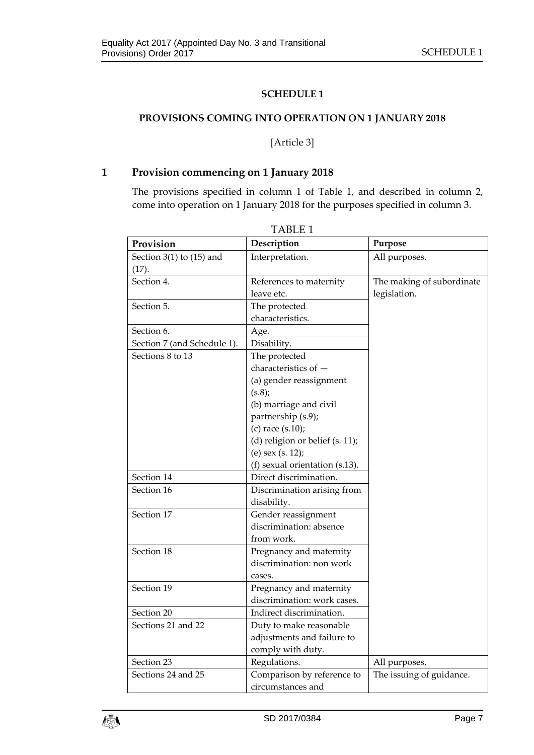## SCHEDULE 1

### PROVISIONS COMING INTO OPERATION ON 1 JANUARY 2018

[Article 3]

### 1 Provision commencing on 1 January 2018

The provisions specified in column 1 of Table 1, and described in column 2, come into operation on 1 January 2018 for the purposes specified in column 3.

TABLE 1

| Provision | Description | Purpose |
|---|---|---|
| Section 3(1) to (15) and (17). | Interpretation. | All purposes. |
| Section 4. | References to maternity leave etc. | The making of subordinate legislation. |
| Section 5. | The protected characteristics. | |
| Section 6. | Age. | |
| Section 7 (and Schedule 1). | Disability. | |
| Sections 8 to 13 | The protected characteristics of — (a) gender reassignment (s.8); (b) marriage and civil partnership (s.9); (c) race (s.10); (d) religion or belief (s. 11); (e) sex (s. 12); (f) sexual orientation (s.13). | |
| Section 14 | Direct discrimination. | |
| Section 16 | Discrimination arising from disability. | |
| Section 17 | Gender reassignment discrimination: absence from work. | |
| Section 18 | Pregnancy and maternity discrimination: non work cases. | |
| Section 19 | Pregnancy and maternity discrimination: work cases. | |
| Section 20 | Indirect discrimination. | |
| Sections 21 and 22 | Duty to make reasonable adjustments and failure to comply with duty. | |
| Section 23 | Regulations. | All purposes. |
| Sections 24 and 25 | Comparison by reference to circumstances and | The issuing of guidance. |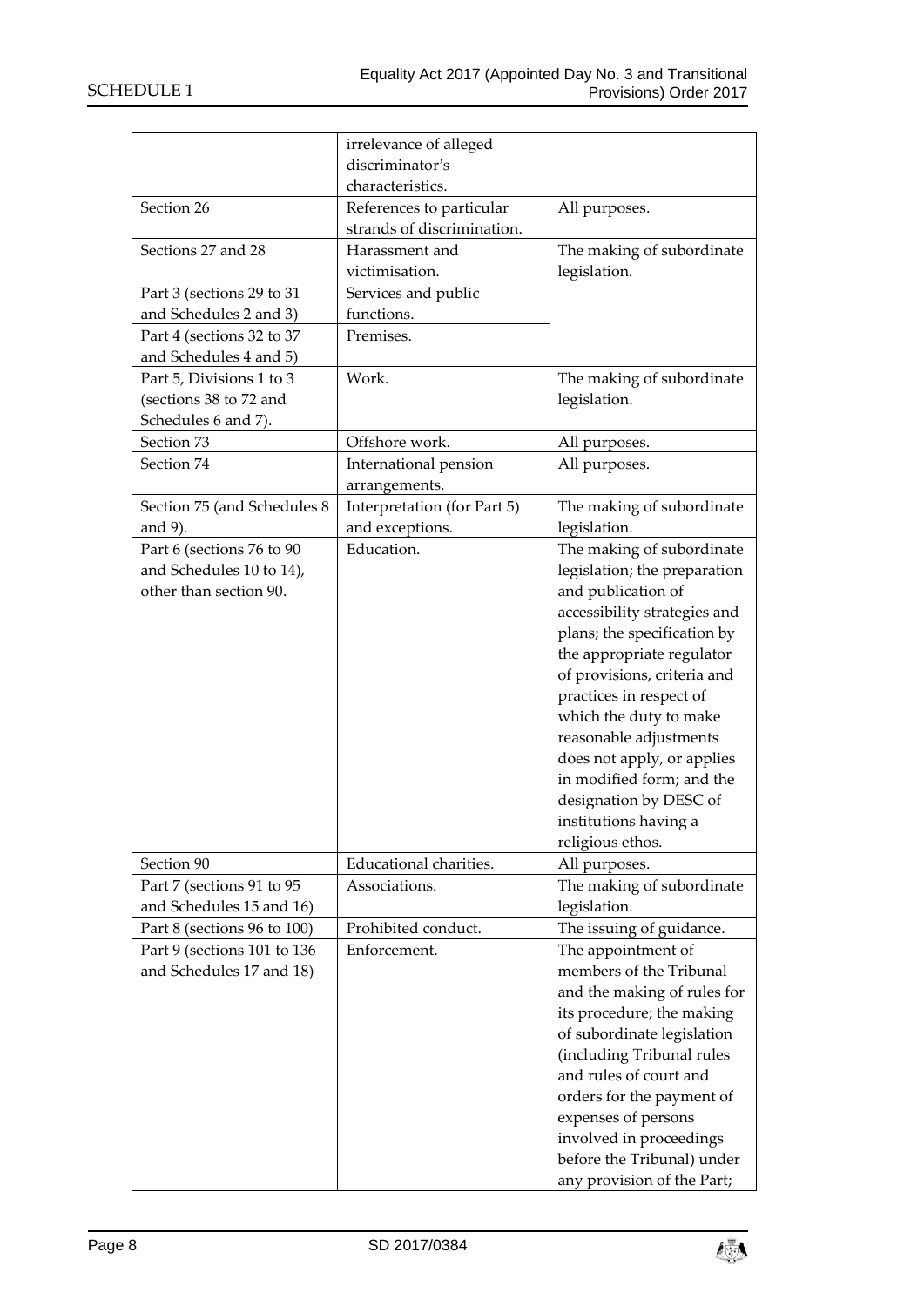| | | |
|---|---|---|
| | irrelevance of alleged discriminator's characteristics. | |
| Section 26 | References to particular strands of discrimination. | All purposes. |
| Sections 27 and 28 | Harassment and victimisation. | The making of subordinate legislation. |
| Part 3 (sections 29 to 31 and Schedules 2 and 3) | Services and public functions. | |
| Part 4 (sections 32 to 37 and Schedules 4 and 5) | Premises. | |
| Part 5, Divisions 1 to 3 (sections 38 to 72 and Schedules 6 and 7). | Work. | The making of subordinate legislation. |
| Section 73 | Offshore work. | All purposes. |
| Section 74 | International pension arrangements. | All purposes. |
| Section 75 (and Schedules 8 and 9). | Interpretation (for Part 5) and exceptions. | The making of subordinate legislation. |
| Part 6 (sections 76 to 90 and Schedules 10 to 14), other than section 90. | Education. | The making of subordinate legislation; the preparation and publication of accessibility strategies and plans; the specification by the appropriate regulator of provisions, criteria and practices in respect of which the duty to make reasonable adjustments does not apply, or applies in modified form; and the designation by DESC of institutions having a religious ethos. |
| Section 90 | Educational charities. | All purposes. |
| Part 7 (sections 91 to 95 and Schedules 15 and 16) | Associations. | The making of subordinate legislation. |
| Part 8 (sections 96 to 100) | Prohibited conduct. | The issuing of guidance. |
| Part 9 (sections 101 to 136 and Schedules 17 and 18) | Enforcement. | The appointment of members of the Tribunal and the making of rules for its procedure; the making of subordinate legislation (including Tribunal rules and rules of court and orders for the payment of expenses of persons involved in proceedings before the Tribunal) under any provision of the Part; |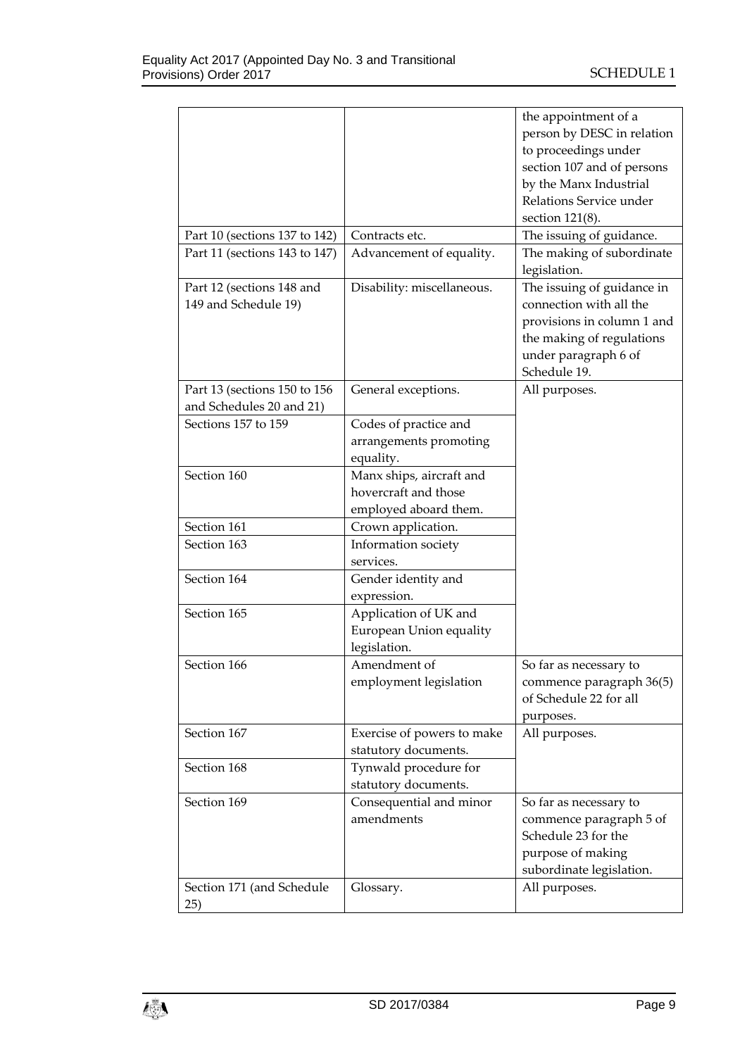| | | |
|---|---|---|
| | | the appointment of a person by DESC in relation to proceedings under section 107 and of persons by the Manx Industrial Relations Service under section 121(8). |
| Part 10 (sections 137 to 142) | Contracts etc. | The issuing of guidance. |
| Part 11 (sections 143 to 147) | Advancement of equality. | The making of subordinate legislation. |
| Part 12 (sections 148 and 149 and Schedule 19) | Disability: miscellaneous. | The issuing of guidance in connection with all the provisions in column 1 and the making of regulations under paragraph 6 of Schedule 19. |
| Part 13 (sections 150 to 156 and Schedules 20 and 21) | General exceptions. | All purposes. |
| Sections 157 to 159 | Codes of practice and arrangements promoting equality. | |
| Section 160 | Manx ships, aircraft and hovercraft and those employed aboard them. | |
| Section 161 | Crown application. | |
| Section 163 | Information society services. | |
| Section 164 | Gender identity and expression. | |
| Section 165 | Application of UK and European Union equality legislation. | |
| Section 166 | Amendment of employment legislation | So far as necessary to commence paragraph 36(5) of Schedule 22 for all purposes. |
| Section 167 | Exercise of powers to make statutory documents. | All purposes. |
| Section 168 | Tynwald procedure for statutory documents. | |
| Section 169 | Consequential and minor amendments | So far as necessary to commence paragraph 5 of Schedule 23 for the purpose of making subordinate legislation. |
| Section 171 (and Schedule 25) | Glossary. | All purposes. |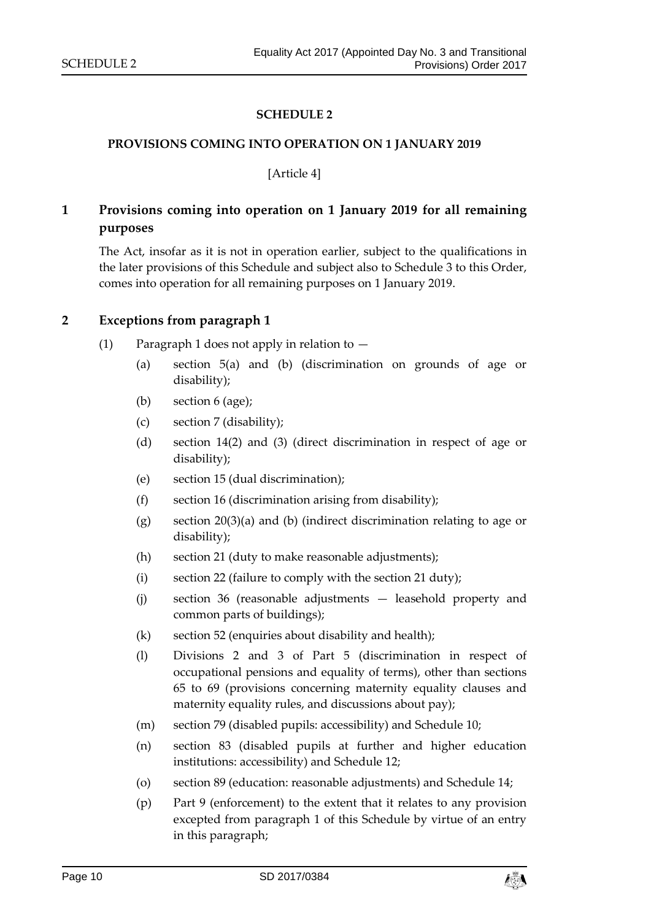# SCHEDULE 2

## PROVISIONS COMING INTO OPERATION ON 1 JANUARY 2019

[Article 4]

### 1 Provisions coming into operation on 1 January 2019 for all remaining purposes

The Act, insofar as it is not in operation earlier, subject to the qualifications in the later provisions of this Schedule and subject also to Schedule 3 to this Order, comes into operation for all remaining purposes on 1 January 2019.

### 2 Exceptions from paragraph 1

(1) Paragraph 1 does not apply in relation to —

(a) section 5(a) and (b) (discrimination on grounds of age or disability);

(b) section 6 (age);

(c) section 7 (disability);

(d) section 14(2) and (3) (direct discrimination in respect of age or disability);

(e) section 15 (dual discrimination);

(f) section 16 (discrimination arising from disability);

(g) section 20(3)(a) and (b) (indirect discrimination relating to age or disability);

(h) section 21 (duty to make reasonable adjustments);

(i) section 22 (failure to comply with the section 21 duty);

(j) section 36 (reasonable adjustments — leasehold property and common parts of buildings);

(k) section 52 (enquiries about disability and health);

(l) Divisions 2 and 3 of Part 5 (discrimination in respect of occupational pensions and equality of terms), other than sections 65 to 69 (provisions concerning maternity equality clauses and maternity equality rules, and discussions about pay);

(m) section 79 (disabled pupils: accessibility) and Schedule 10;

(n) section 83 (disabled pupils at further and higher education institutions: accessibility) and Schedule 12;

(o) section 89 (education: reasonable adjustments) and Schedule 14;

(p) Part 9 (enforcement) to the extent that it relates to any provision excepted from paragraph 1 of this Schedule by virtue of an entry in this paragraph;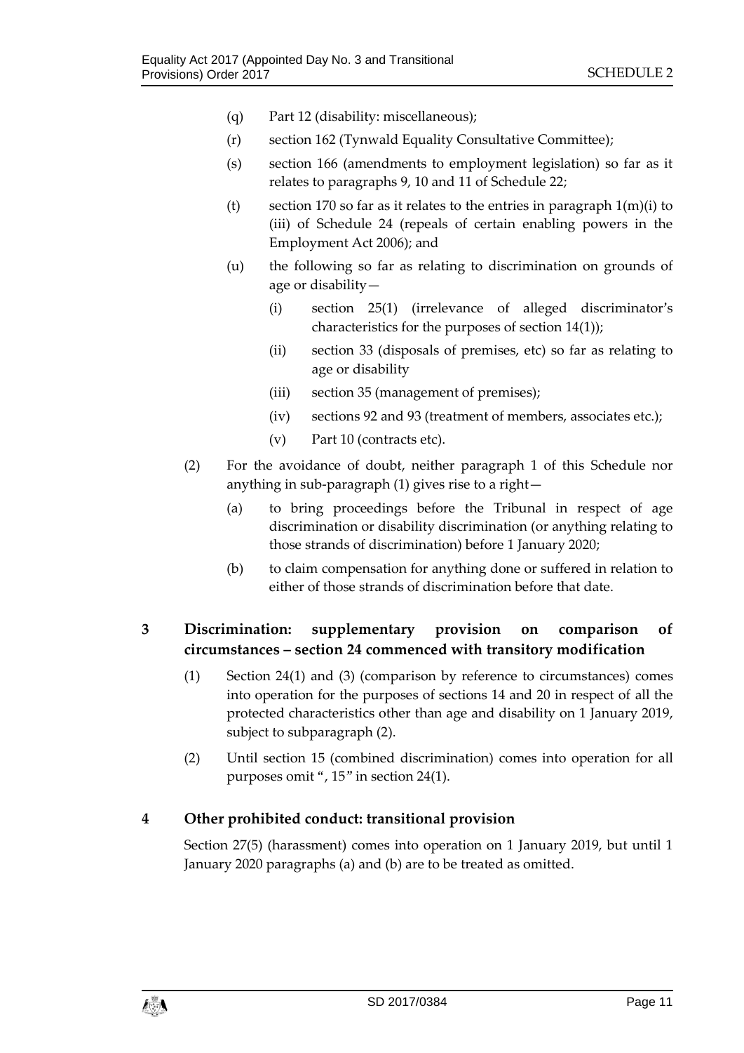(q) Part 12 (disability: miscellaneous);

(r) section 162 (Tynwald Equality Consultative Committee);

(s) section 166 (amendments to employment legislation) so far as it relates to paragraphs 9, 10 and 11 of Schedule 22;

(t) section 170 so far as it relates to the entries in paragraph 1(m)(i) to (iii) of Schedule 24 (repeals of certain enabling powers in the Employment Act 2006); and

(u) the following so far as relating to discrimination on grounds of age or disability—

(i) section 25(1) (irrelevance of alleged discriminator's characteristics for the purposes of section 14(1));

(ii) section 33 (disposals of premises, etc) so far as relating to age or disability

(iii) section 35 (management of premises);

(iv) sections 92 and 93 (treatment of members, associates etc.);

(v) Part 10 (contracts etc).

(2) For the avoidance of doubt, neither paragraph 1 of this Schedule nor anything in sub-paragraph (1) gives rise to a right—

(a) to bring proceedings before the Tribunal in respect of age discrimination or disability discrimination (or anything relating to those strands of discrimination) before 1 January 2020;

(b) to claim compensation for anything done or suffered in relation to either of those strands of discrimination before that date.

## 3 Discrimination: supplementary provision on comparison of circumstances – section 24 commenced with transitory modification

(1) Section 24(1) and (3) (comparison by reference to circumstances) comes into operation for the purposes of sections 14 and 20 in respect of all the protected characteristics other than age and disability on 1 January 2019, subject to subparagraph (2).

(2) Until section 15 (combined discrimination) comes into operation for all purposes omit ", 15" in section 24(1).

## 4 Other prohibited conduct: transitional provision

Section 27(5) (harassment) comes into operation on 1 January 2019, but until 1 January 2020 paragraphs (a) and (b) are to be treated as omitted.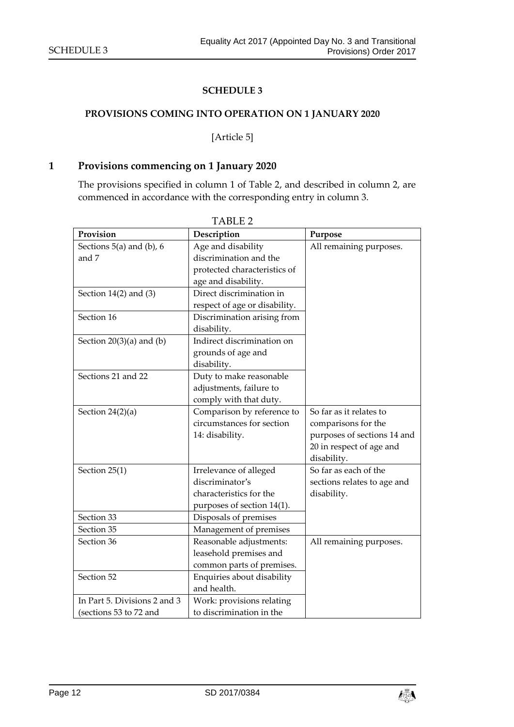## SCHEDULE 3

### PROVISIONS COMING INTO OPERATION ON 1 JANUARY 2020

[Article 5]

### 1 Provisions commencing on 1 January 2020

The provisions specified in column 1 of Table 2, and described in column 2, are commenced in accordance with the corresponding entry in column 3.

TABLE 2

| Provision | Description | Purpose |
|---|---|---|
| Sections 5(a) and (b), 6 and 7 | Age and disability discrimination and the protected characteristics of age and disability. | All remaining purposes. |
| Section 14(2) and (3) | Direct discrimination in respect of age or disability. | |
| Section 16 | Discrimination arising from disability. | |
| Section 20(3)(a) and (b) | Indirect discrimination on grounds of age and disability. | |
| Sections 21 and 22 | Duty to make reasonable adjustments, failure to comply with that duty. | |
| Section 24(2)(a) | Comparison by reference to circumstances for section 14: disability. | So far as it relates to comparisons for the purposes of sections 14 and 20 in respect of age and disability. |
| Section 25(1) | Irrelevance of alleged discriminator's characteristics for the purposes of section 14(1). | So far as each of the sections relates to age and disability. |
| Section 33 | Disposals of premises | |
| Section 35 | Management of premises | |
| Section 36 | Reasonable adjustments: leasehold premises and common parts of premises. | All remaining purposes. |
| Section 52 | Enquiries about disability and health. | |
| In Part 5. Divisions 2 and 3 (sections 53 to 72 and | Work: provisions relating to discrimination in the | |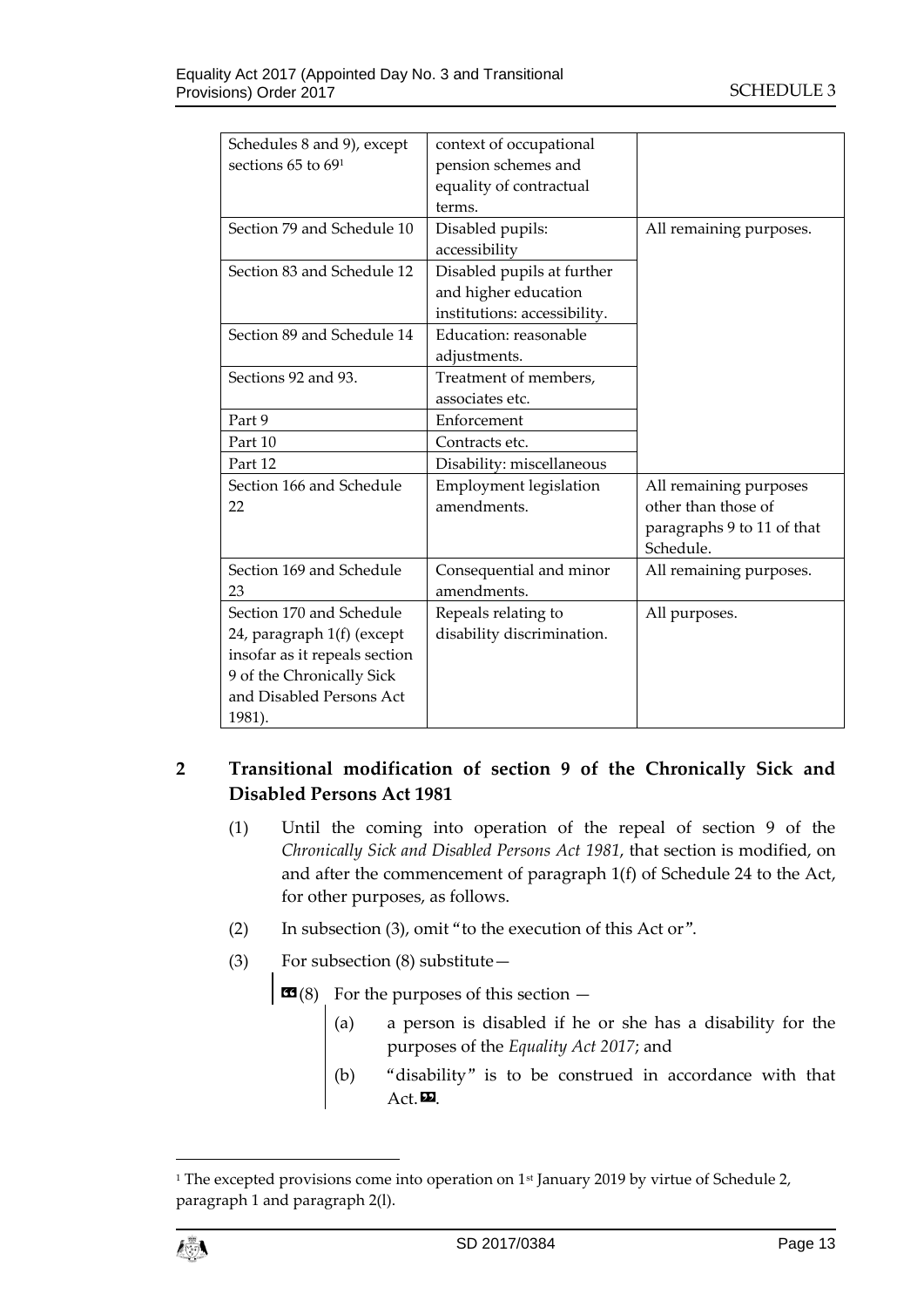| | | |
|---|---|---|
| Schedules 8 and 9), except sections 65 to 69[1] | context of occupational pension schemes and equality of contractual terms. | |
| Section 79 and Schedule 10 | Disabled pupils: accessibility | All remaining purposes. |
| Section 83 and Schedule 12 | Disabled pupils at further and higher education institutions: accessibility. | |
| Section 89 and Schedule 14 | Education: reasonable adjustments. | |
| Sections 92 and 93. | Treatment of members, associates etc. | |
| Part 9 | Enforcement | |
| Part 10 | Contracts etc. | |
| Part 12 | Disability: miscellaneous | |
| Section 166 and Schedule 22 | Employment legislation amendments. | All remaining purposes other than those of paragraphs 9 to 11 of that Schedule. |
| Section 169 and Schedule 23 | Consequential and minor amendments. | All remaining purposes. |
| Section 170 and Schedule 24, paragraph 1(f) (except insofar as it repeals section 9 of the Chronically Sick and Disabled Persons Act 1981). | Repeals relating to disability discrimination. | All purposes. |

## 2 Transitional modification of section 9 of the Chronically Sick and Disabled Persons Act 1981

(1) Until the coming into operation of the repeal of section 9 of the *Chronically Sick and Disabled Persons Act 1981*, that section is modified, on and after the commencement of paragraph 1(f) of Schedule 24 to the Act, for other purposes, as follows.

(2) In subsection (3), omit "to the execution of this Act or".

(3) For subsection (8) substitute—

> «(8) For the purposes of this section —
>
> (a) a person is disabled if he or she has a disability for the purposes of the *Equality Act 2017*; and
>
> (b) "disability" is to be construed in accordance with that Act.».

---

[1] The excepted provisions come into operation on 1st January 2019 by virtue of Schedule 2, paragraph 1 and paragraph 2(l).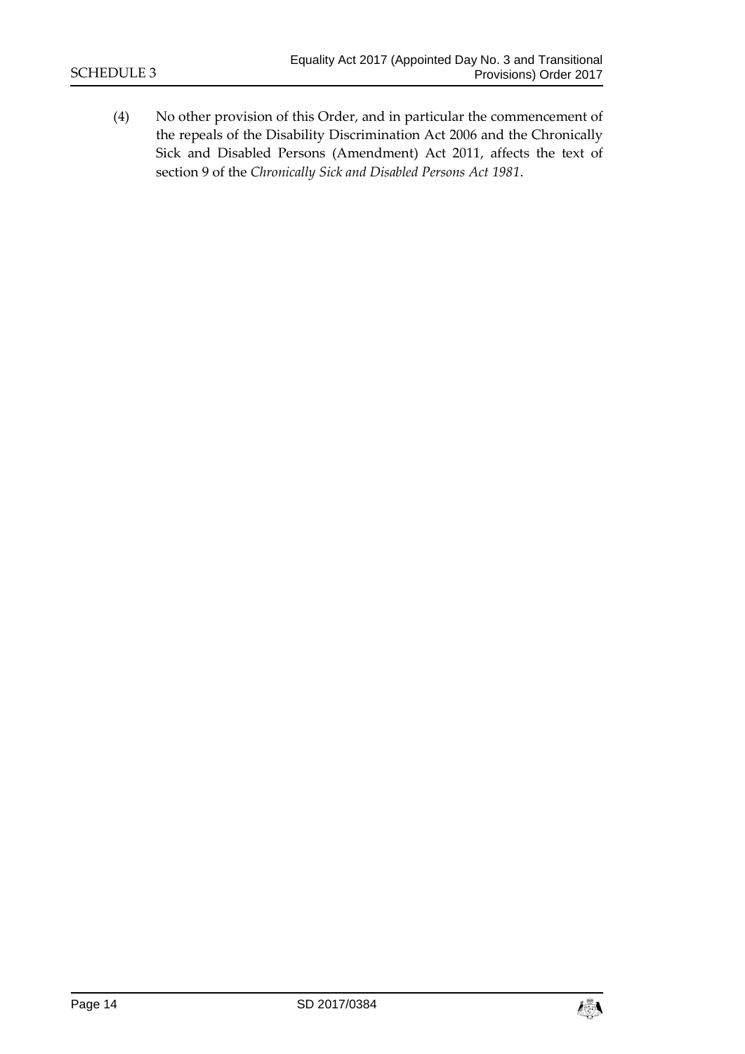(4) No other provision of this Order, and in particular the commencement of the repeals of the Disability Discrimination Act 2006 and the Chronically Sick and Disabled Persons (Amendment) Act 2011, affects the text of section 9 of the *Chronically Sick and Disabled Persons Act 1981*.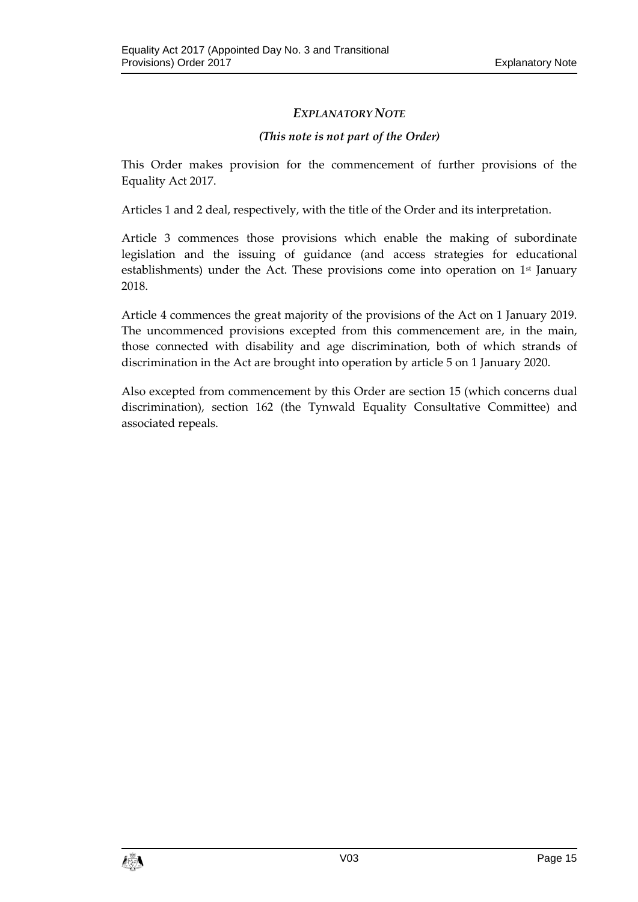## *EXPLANATORY NOTE*

***(This note is not part of the Order)***

This Order makes provision for the commencement of further provisions of the Equality Act 2017.

Articles 1 and 2 deal, respectively, with the title of the Order and its interpretation.

Article 3 commences those provisions which enable the making of subordinate legislation and the issuing of guidance (and access strategies for educational establishments) under the Act. These provisions come into operation on 1st January 2018.

Article 4 commences the great majority of the provisions of the Act on 1 January 2019. The uncommenced provisions excepted from this commencement are, in the main, those connected with disability and age discrimination, both of which strands of discrimination in the Act are brought into operation by article 5 on 1 January 2020.

Also excepted from commencement by this Order are section 15 (which concerns dual discrimination), section 162 (the Tynwald Equality Consultative Committee) and associated repeals.